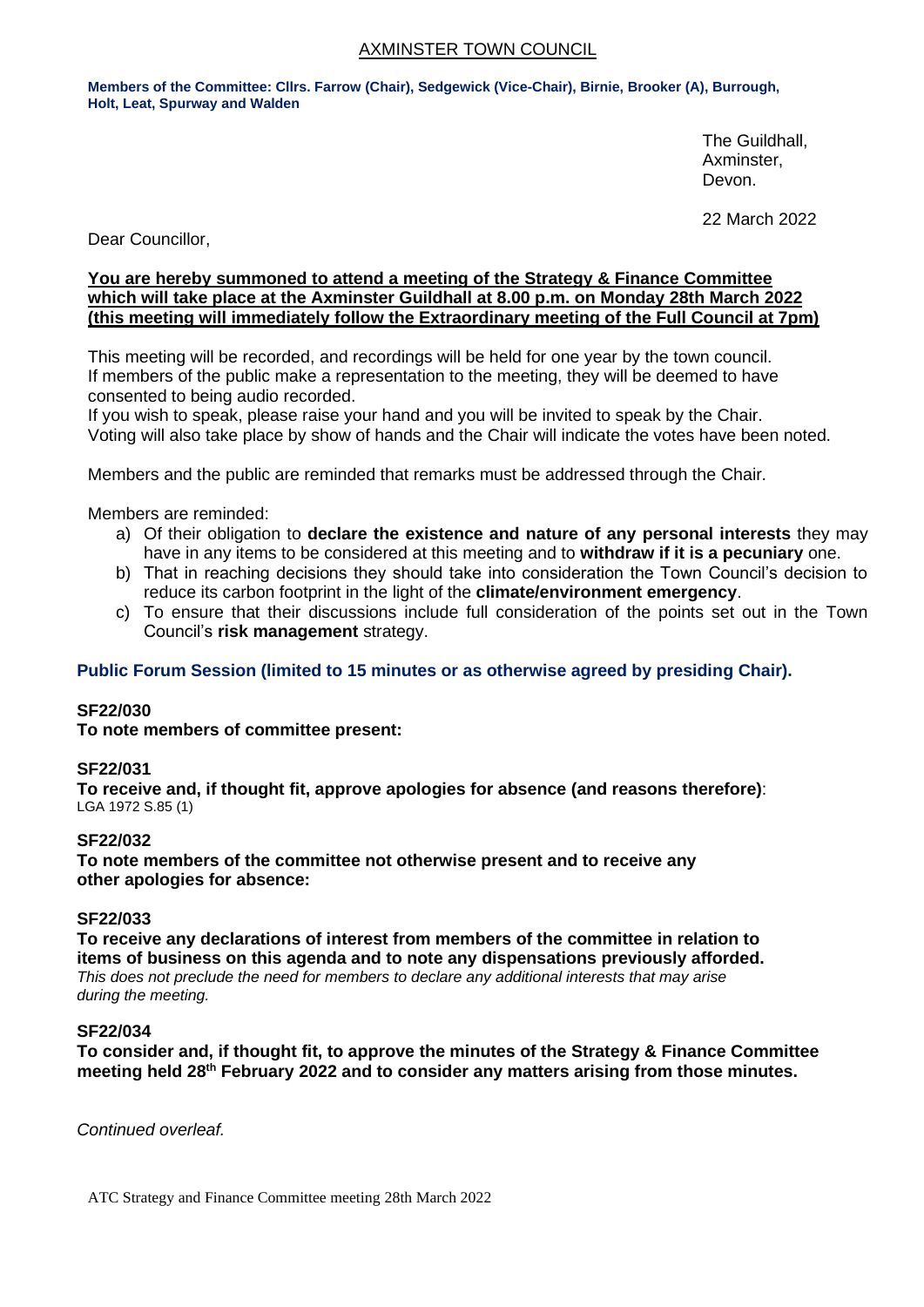# AXMINSTER TOWN COUNCIL

**Members of the Committee: Cllrs. Farrow (Chair), Sedgewick (Vice-Chair), Birnie, Brooker (A), Burrough, Holt, Leat, Spurway and Walden**

The Guildhall,
Axminster,
Devon.

22 March 2022

Dear Councillor,

**You are hereby summoned to attend a meeting of the Strategy & Finance Committee which will take place at the Axminster Guildhall at 8.00 p.m. on Monday 28th March 2022 (this meeting will immediately follow the Extraordinary meeting of the Full Council at 7pm)**

This meeting will be recorded, and recordings will be held for one year by the town council. If members of the public make a representation to the meeting, they will be deemed to have consented to being audio recorded.
If you wish to speak, please raise your hand and you will be invited to speak by the Chair. Voting will also take place by show of hands and the Chair will indicate the votes have been noted.

Members and the public are reminded that remarks must be addressed through the Chair.

Members are reminded:

a) Of their obligation to **declare the existence and nature of any personal interests** they may have in any items to be considered at this meeting and to **withdraw if it is a pecuniary** one.
b) That in reaching decisions they should take into consideration the Town Council's decision to reduce its carbon footprint in the light of the **climate/environment emergency**.
c) To ensure that their discussions include full consideration of the points set out in the Town Council's **risk management** strategy.

**Public Forum Session (limited to 15 minutes or as otherwise agreed by presiding Chair).**

**SF22/030**
**To note members of committee present:**

**SF22/031**
**To receive and, if thought fit, approve apologies for absence (and reasons therefore)**:
LGA 1972 S.85 (1)

**SF22/032**
**To note members of the committee not otherwise present and to receive any other apologies for absence:**

**SF22/033**
**To receive any declarations of interest from members of the committee in relation to items of business on this agenda and to note any dispensations previously afforded.**
*This does not preclude the need for members to declare any additional interests that may arise during the meeting.*

**SF22/034**
**To consider and, if thought fit, to approve the minutes of the Strategy & Finance Committee meeting held 28th February 2022 and to consider any matters arising from those minutes.**

*Continued overleaf.*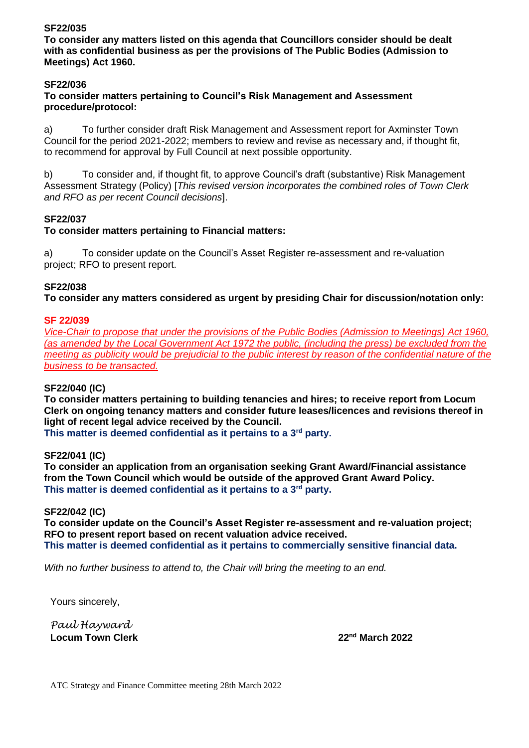**SF22/035**
**To consider any matters listed on this agenda that Councillors consider should be dealt with as confidential business as per the provisions of The Public Bodies (Admission to Meetings) Act 1960.**

**SF22/036**
**To consider matters pertaining to Council's Risk Management and Assessment procedure/protocol:**

a) To further consider draft Risk Management and Assessment report for Axminster Town Council for the period 2021-2022; members to review and revise as necessary and, if thought fit, to recommend for approval by Full Council at next possible opportunity.

b) To consider and, if thought fit, to approve Council's draft (substantive) Risk Management Assessment Strategy (Policy) [*This revised version incorporates the combined roles of Town Clerk and RFO as per recent Council decisions*].

**SF22/037**
**To consider matters pertaining to Financial matters:**

a) To consider update on the Council's Asset Register re-assessment and re-valuation project; RFO to present report.

**SF22/038**
**To consider any matters considered as urgent by presiding Chair for discussion/notation only:**

**SF 22/039**
*Vice-Chair to propose that under the provisions of the Public Bodies (Admission to Meetings) Act 1960, (as amended by the Local Government Act 1972 the public, (including the press) be excluded from the meeting as publicity would be prejudicial to the public interest by reason of the confidential nature of the business to be transacted.*

**SF22/040 (IC)**
**To consider matters pertaining to building tenancies and hires; to receive report from Locum Clerk on ongoing tenancy matters and consider future leases/licences and revisions thereof in light of recent legal advice received by the Council.**
**This matter is deemed confidential as it pertains to a 3rd party.**

**SF22/041 (IC)**
**To consider an application from an organisation seeking Grant Award/Financial assistance from the Town Council which would be outside of the approved Grant Award Policy.**
**This matter is deemed confidential as it pertains to a 3rd party.**

**SF22/042 (IC)**
**To consider update on the Council's Asset Register re-assessment and re-valuation project; RFO to present report based on recent valuation advice received.**
**This matter is deemed confidential as it pertains to commercially sensitive financial data.**

*With no further business to attend to, the Chair will bring the meeting to an end.*

Yours sincerely,

*Paul Hayward*
**Locum Town Clerk** **22nd March 2022**